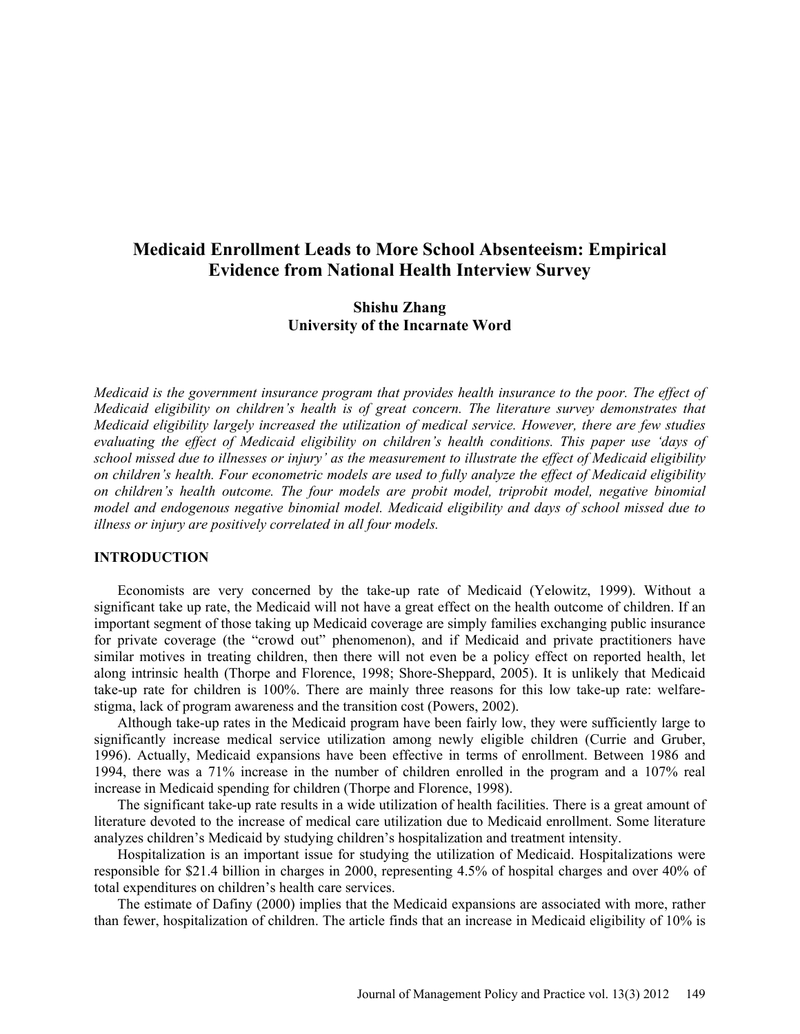# Medicaid Enrollment Leads to More School Absenteeism: Empirical Evidence from National Health Interview Survey

**Shishu Zhang**
**University of the Incarnate Word**

*Medicaid is the government insurance program that provides health insurance to the poor. The effect of Medicaid eligibility on children's health is of great concern. The literature survey demonstrates that Medicaid eligibility largely increased the utilization of medical service. However, there are few studies evaluating the effect of Medicaid eligibility on children's health conditions. This paper use 'days of school missed due to illnesses or injury' as the measurement to illustrate the effect of Medicaid eligibility on children's health. Four econometric models are used to fully analyze the effect of Medicaid eligibility on children's health outcome. The four models are probit model, triprobit model, negative binomial model and endogenous negative binomial model. Medicaid eligibility and days of school missed due to illness or injury are positively correlated in all four models.*

## INTRODUCTION

Economists are very concerned by the take-up rate of Medicaid (Yelowitz, 1999). Without a significant take up rate, the Medicaid will not have a great effect on the health outcome of children. If an important segment of those taking up Medicaid coverage are simply families exchanging public insurance for private coverage (the "crowd out" phenomenon), and if Medicaid and private practitioners have similar motives in treating children, then there will not even be a policy effect on reported health, let along intrinsic health (Thorpe and Florence, 1998; Shore-Sheppard, 2005). It is unlikely that Medicaid take-up rate for children is 100%. There are mainly three reasons for this low take-up rate: welfare-stigma, lack of program awareness and the transition cost (Powers, 2002).

Although take-up rates in the Medicaid program have been fairly low, they were sufficiently large to significantly increase medical service utilization among newly eligible children (Currie and Gruber, 1996). Actually, Medicaid expansions have been effective in terms of enrollment. Between 1986 and 1994, there was a 71% increase in the number of children enrolled in the program and a 107% real increase in Medicaid spending for children (Thorpe and Florence, 1998).

The significant take-up rate results in a wide utilization of health facilities. There is a great amount of literature devoted to the increase of medical care utilization due to Medicaid enrollment. Some literature analyzes children's Medicaid by studying children's hospitalization and treatment intensity.

Hospitalization is an important issue for studying the utilization of Medicaid. Hospitalizations were responsible for $21.4 billion in charges in 2000, representing 4.5% of hospital charges and over 40% of total expenditures on children's health care services.

The estimate of Dafiny (2000) implies that the Medicaid expansions are associated with more, rather than fewer, hospitalization of children. The article finds that an increase in Medicaid eligibility of 10% is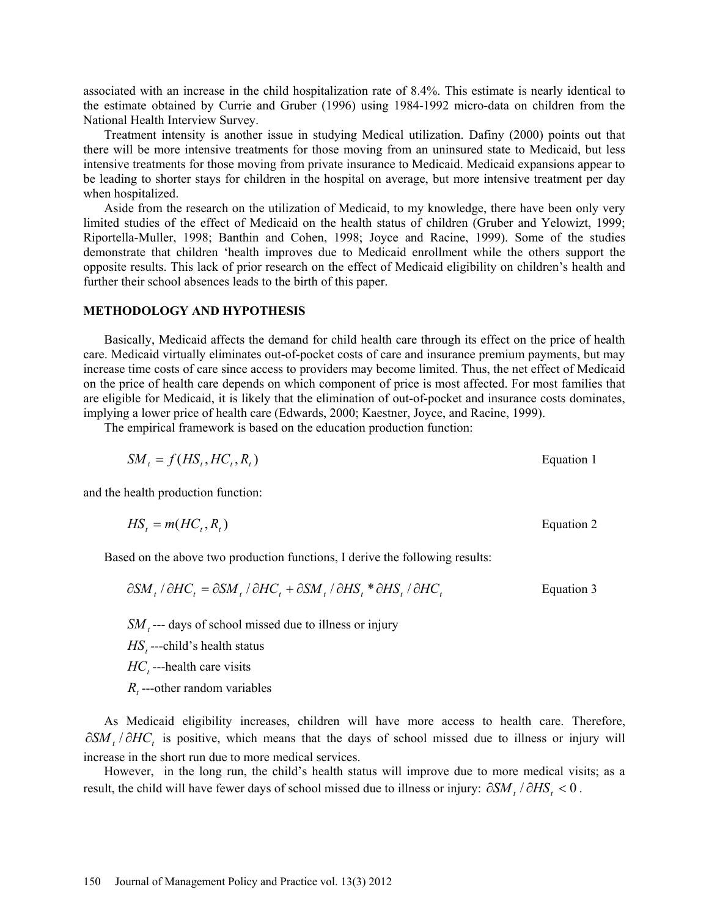associated with an increase in the child hospitalization rate of 8.4%. This estimate is nearly identical to the estimate obtained by Currie and Gruber (1996) using 1984-1992 micro-data on children from the National Health Interview Survey.

Treatment intensity is another issue in studying Medical utilization. Dafiny (2000) points out that there will be more intensive treatments for those moving from an uninsured state to Medicaid, but less intensive treatments for those moving from private insurance to Medicaid. Medicaid expansions appear to be leading to shorter stays for children in the hospital on average, but more intensive treatment per day when hospitalized.

Aside from the research on the utilization of Medicaid, to my knowledge, there have been only very limited studies of the effect of Medicaid on the health status of children (Gruber and Yelowitz, 1999; Riportella-Muller, 1998; Banthin and Cohen, 1998; Joyce and Racine, 1999). Some of the studies demonstrate that children 'health improves due to Medicaid enrollment while the others support the opposite results. This lack of prior research on the effect of Medicaid eligibility on children's health and further their school absences leads to the birth of this paper.

## METHODOLOGY AND HYPOTHESIS

Basically, Medicaid affects the demand for child health care through its effect on the price of health care. Medicaid virtually eliminates out-of-pocket costs of care and insurance premium payments, but may increase time costs of care since access to providers may become limited. Thus, the net effect of Medicaid on the price of health care depends on which component of price is most affected. For most families that are eligible for Medicaid, it is likely that the elimination of out-of-pocket and insurance costs dominates, implying a lower price of health care (Edwards, 2000; Kaestner, Joyce, and Racine, 1999).

The empirical framework is based on the education production function:

$$SM_t = f(HS_t, HC_t, R_t) \qquad \text{Equation 1}$$

and the health production function:

$$HS_t = m(HC_t, R_t) \qquad \text{Equation 2}$$

Based on the above two production functions, I derive the following results:

$$\partial SM_t / \partial HC_t = \partial SM_t / \partial HC_t + \partial SM_t / \partial HS_t * \partial HS_t / \partial HC_t \qquad \text{Equation 3}$$

$SM_t$ --- days of school missed due to illness or injury

$HS_t$ ---child's health status

$HC_t$ ---health care visits

$R_t$ ---other random variables

As Medicaid eligibility increases, children will have more access to health care. Therefore, $\partial SM_t / \partial HC_t$ is positive, which means that the days of school missed due to illness or injury will increase in the short run due to more medical services.

However, in the long run, the child's health status will improve due to more medical visits; as a result, the child will have fewer days of school missed due to illness or injury: $\partial SM_t / \partial HS_t < 0$.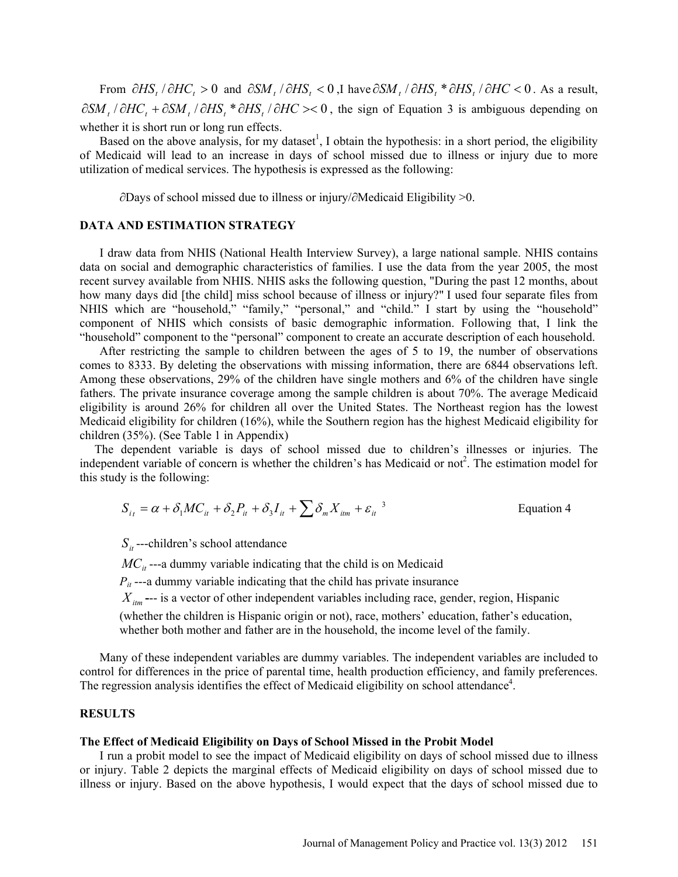From $\partial HS_t / \partial HC_t > 0$ and $\partial SM_t / \partial HS_t < 0$ ,I have $\partial SM_t / \partial HS_t * \partial HS_t / \partial HC < 0$ . As a result, $\partial SM_t / \partial HC_t + \partial SM_t / \partial HS_t * \partial HS_t / \partial HC >< 0$ , the sign of Equation 3 is ambiguous depending on whether it is short run or long run effects.

Based on the above analysis, for my dataset[1], I obtain the hypothesis: in a short period, the eligibility of Medicaid will lead to an increase in days of school missed due to illness or injury due to more utilization of medical services. The hypothesis is expressed as the following:

$\partial$Days of school missed due to illness or injury/$\partial$Medicaid Eligibility >0.

## DATA AND ESTIMATION STRATEGY

I draw data from NHIS (National Health Interview Survey), a large national sample. NHIS contains data on social and demographic characteristics of families. I use the data from the year 2005, the most recent survey available from NHIS. NHIS asks the following question, "During the past 12 months, about how many days did [the child] miss school because of illness or injury?" I used four separate files from NHIS which are "household," "family," "personal," and "child." I start by using the "household" component of NHIS which consists of basic demographic information. Following that, I link the "household" component to the "personal" component to create an accurate description of each household.

After restricting the sample to children between the ages of 5 to 19, the number of observations comes to 8333. By deleting the observations with missing information, there are 6844 observations left. Among these observations, 29% of the children have single mothers and 6% of the children have single fathers. The private insurance coverage among the sample children is about 70%. The average Medicaid eligibility is around 26% for children all over the United States. The Northeast region has the lowest Medicaid eligibility for children (16%), while the Southern region has the highest Medicaid eligibility for children (35%). (See Table 1 in Appendix)

The dependent variable is days of school missed due to children's illnesses or injuries. The independent variable of concern is whether the children's has Medicaid or not[2]. The estimation model for this study is the following:

$$S_{it} = \alpha + \delta_1 MC_{it} + \delta_2 P_{it} + \delta_3 I_{it} + \sum \delta_m X_{itm} + \varepsilon_{it} \text{ [3]} \qquad \text{Equation 4}$$

$S_{it}$ ---children's school attendance

$MC_{it}$ ---a dummy variable indicating that the child is on Medicaid

$P_{it}$ ---a dummy variable indicating that the child has private insurance

$X_{itm}$ --- is a vector of other independent variables including race, gender, region, Hispanic (whether the children is Hispanic origin or not), race, mothers' education, father's education, whether both mother and father are in the household, the income level of the family.

Many of these independent variables are dummy variables. The independent variables are included to control for differences in the price of parental time, health production efficiency, and family preferences. The regression analysis identifies the effect of Medicaid eligibility on school attendance[4].

## RESULTS

### The Effect of Medicaid Eligibility on Days of School Missed in the Probit Model

I run a probit model to see the impact of Medicaid eligibility on days of school missed due to illness or injury. Table 2 depicts the marginal effects of Medicaid eligibility on days of school missed due to illness or injury. Based on the above hypothesis, I would expect that the days of school missed due to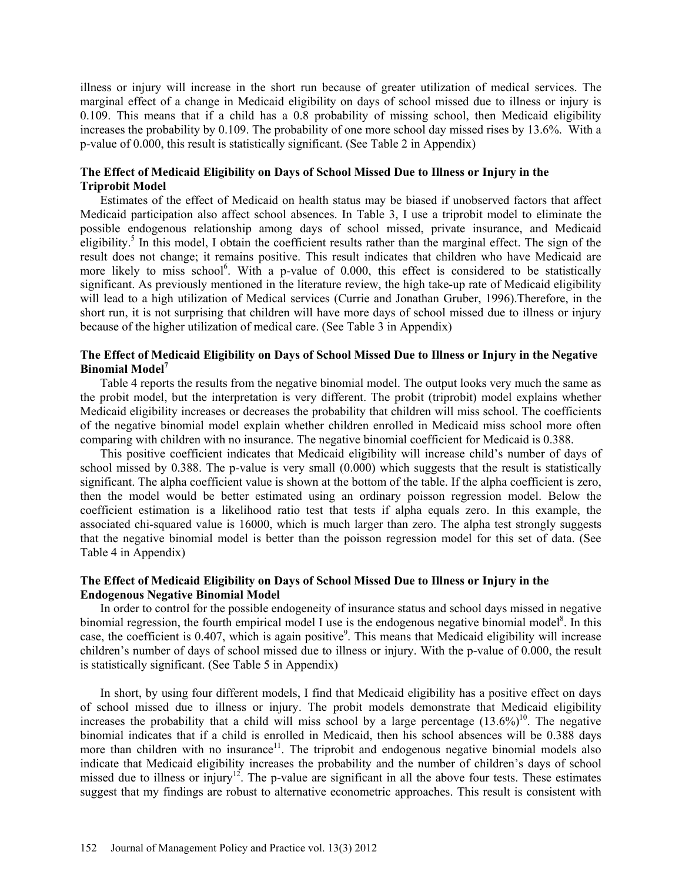illness or injury will increase in the short run because of greater utilization of medical services. The marginal effect of a change in Medicaid eligibility on days of school missed due to illness or injury is 0.109. This means that if a child has a 0.8 probability of missing school, then Medicaid eligibility increases the probability by 0.109. The probability of one more school day missed rises by 13.6%. With a p-value of 0.000, this result is statistically significant. (See Table 2 in Appendix)

### The Effect of Medicaid Eligibility on Days of School Missed Due to Illness or Injury in the Triprobit Model

Estimates of the effect of Medicaid on health status may be biased if unobserved factors that affect Medicaid participation also affect school absences. In Table 3, I use a triprobit model to eliminate the possible endogenous relationship among days of school missed, private insurance, and Medicaid eligibility.[5] In this model, I obtain the coefficient results rather than the marginal effect. The sign of the result does not change; it remains positive. This result indicates that children who have Medicaid are more likely to miss school[6]. With a p-value of 0.000, this effect is considered to be statistically significant. As previously mentioned in the literature review, the high take-up rate of Medicaid eligibility will lead to a high utilization of Medical services (Currie and Jonathan Gruber, 1996).Therefore, in the short run, it is not surprising that children will have more days of school missed due to illness or injury because of the higher utilization of medical care. (See Table 3 in Appendix)

### The Effect of Medicaid Eligibility on Days of School Missed Due to Illness or Injury in the Negative Binomial Model[7]

Table 4 reports the results from the negative binomial model. The output looks very much the same as the probit model, but the interpretation is very different. The probit (triprobit) model explains whether Medicaid eligibility increases or decreases the probability that children will miss school. The coefficients of the negative binomial model explain whether children enrolled in Medicaid miss school more often comparing with children with no insurance. The negative binomial coefficient for Medicaid is 0.388.

This positive coefficient indicates that Medicaid eligibility will increase child's number of days of school missed by 0.388. The p-value is very small (0.000) which suggests that the result is statistically significant. The alpha coefficient value is shown at the bottom of the table. If the alpha coefficient is zero, then the model would be better estimated using an ordinary poisson regression model. Below the coefficient estimation is a likelihood ratio test that tests if alpha equals zero. In this example, the associated chi-squared value is 16000, which is much larger than zero. The alpha test strongly suggests that the negative binomial model is better than the poisson regression model for this set of data. (See Table 4 in Appendix)

### The Effect of Medicaid Eligibility on Days of School Missed Due to Illness or Injury in the Endogenous Negative Binomial Model

In order to control for the possible endogeneity of insurance status and school days missed in negative binomial regression, the fourth empirical model I use is the endogenous negative binomial model[8]. In this case, the coefficient is 0.407, which is again positive[9]. This means that Medicaid eligibility will increase children's number of days of school missed due to illness or injury. With the p-value of 0.000, the result is statistically significant. (See Table 5 in Appendix)

In short, by using four different models, I find that Medicaid eligibility has a positive effect on days of school missed due to illness or injury. The probit models demonstrate that Medicaid eligibility increases the probability that a child will miss school by a large percentage (13.6%)[10]. The negative binomial indicates that if a child is enrolled in Medicaid, then his school absences will be 0.388 days more than children with no insurance[11]. The triprobit and endogenous negative binomial models also indicate that Medicaid eligibility increases the probability and the number of children's days of school missed due to illness or injury[12]. The p-value are significant in all the above four tests. These estimates suggest that my findings are robust to alternative econometric approaches. This result is consistent with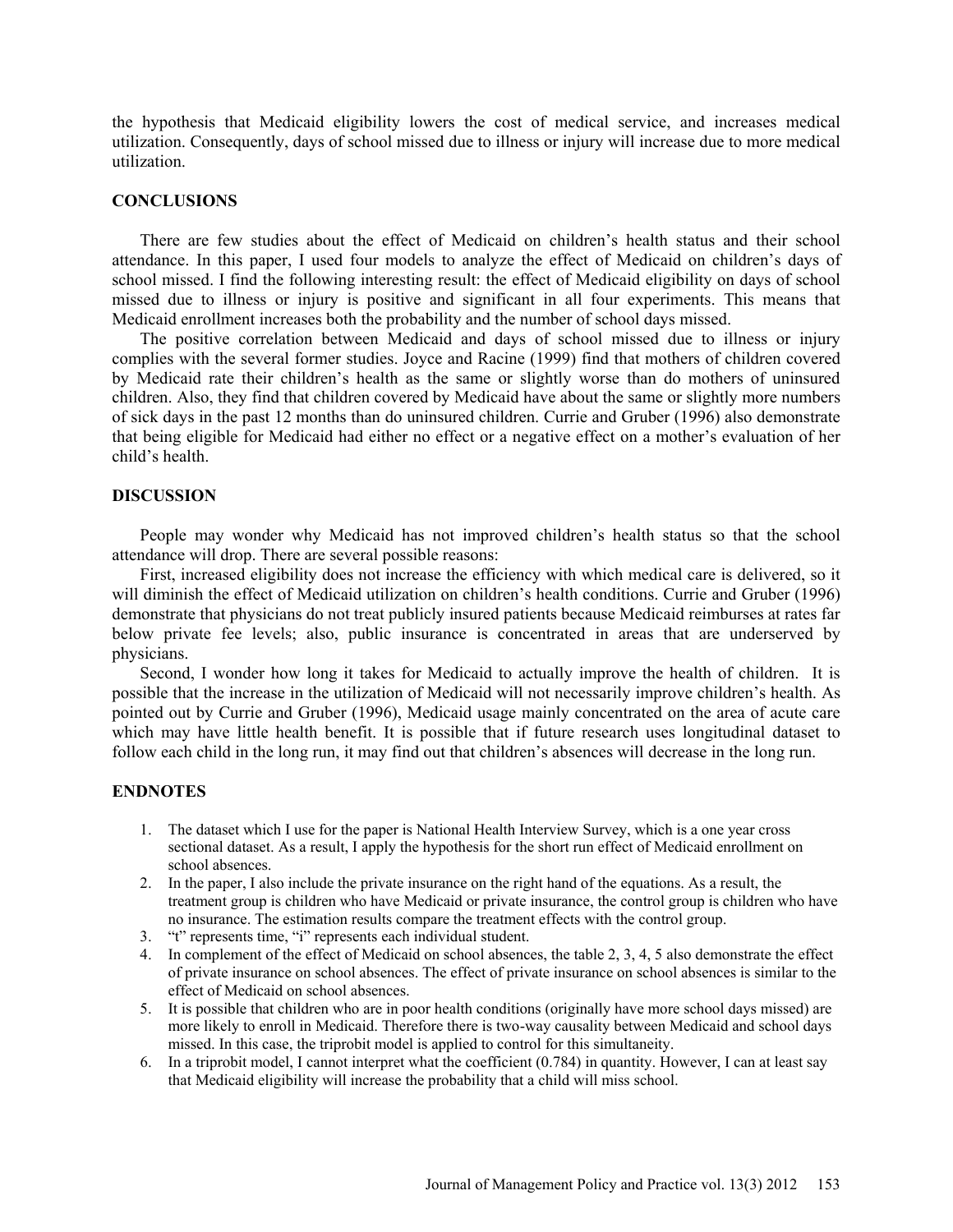the hypothesis that Medicaid eligibility lowers the cost of medical service, and increases medical utilization. Consequently, days of school missed due to illness or injury will increase due to more medical utilization.

## CONCLUSIONS

There are few studies about the effect of Medicaid on children's health status and their school attendance. In this paper, I used four models to analyze the effect of Medicaid on children's days of school missed. I find the following interesting result: the effect of Medicaid eligibility on days of school missed due to illness or injury is positive and significant in all four experiments. This means that Medicaid enrollment increases both the probability and the number of school days missed.

The positive correlation between Medicaid and days of school missed due to illness or injury complies with the several former studies. Joyce and Racine (1999) find that mothers of children covered by Medicaid rate their children's health as the same or slightly worse than do mothers of uninsured children. Also, they find that children covered by Medicaid have about the same or slightly more numbers of sick days in the past 12 months than do uninsured children. Currie and Gruber (1996) also demonstrate that being eligible for Medicaid had either no effect or a negative effect on a mother's evaluation of her child's health.

## DISCUSSION

People may wonder why Medicaid has not improved children's health status so that the school attendance will drop. There are several possible reasons:

First, increased eligibility does not increase the efficiency with which medical care is delivered, so it will diminish the effect of Medicaid utilization on children's health conditions. Currie and Gruber (1996) demonstrate that physicians do not treat publicly insured patients because Medicaid reimburses at rates far below private fee levels; also, public insurance is concentrated in areas that are underserved by physicians.

Second, I wonder how long it takes for Medicaid to actually improve the health of children. It is possible that the increase in the utilization of Medicaid will not necessarily improve children's health. As pointed out by Currie and Gruber (1996), Medicaid usage mainly concentrated on the area of acute care which may have little health benefit. It is possible that if future research uses longitudinal dataset to follow each child in the long run, it may find out that children's absences will decrease in the long run.

## ENDNOTES

1. The dataset which I use for the paper is National Health Interview Survey, which is a one year cross sectional dataset. As a result, I apply the hypothesis for the short run effect of Medicaid enrollment on school absences.
2. In the paper, I also include the private insurance on the right hand of the equations. As a result, the treatment group is children who have Medicaid or private insurance, the control group is children who have no insurance. The estimation results compare the treatment effects with the control group.
3. "t" represents time, "i" represents each individual student.
4. In complement of the effect of Medicaid on school absences, the table 2, 3, 4, 5 also demonstrate the effect of private insurance on school absences. The effect of private insurance on school absences is similar to the effect of Medicaid on school absences.
5. It is possible that children who are in poor health conditions (originally have more school days missed) are more likely to enroll in Medicaid. Therefore there is two-way causality between Medicaid and school days missed. In this case, the triprobit model is applied to control for this simultaneity.
6. In a triprobit model, I cannot interpret what the coefficient (0.784) in quantity. However, I can at least say that Medicaid eligibility will increase the probability that a child will miss school.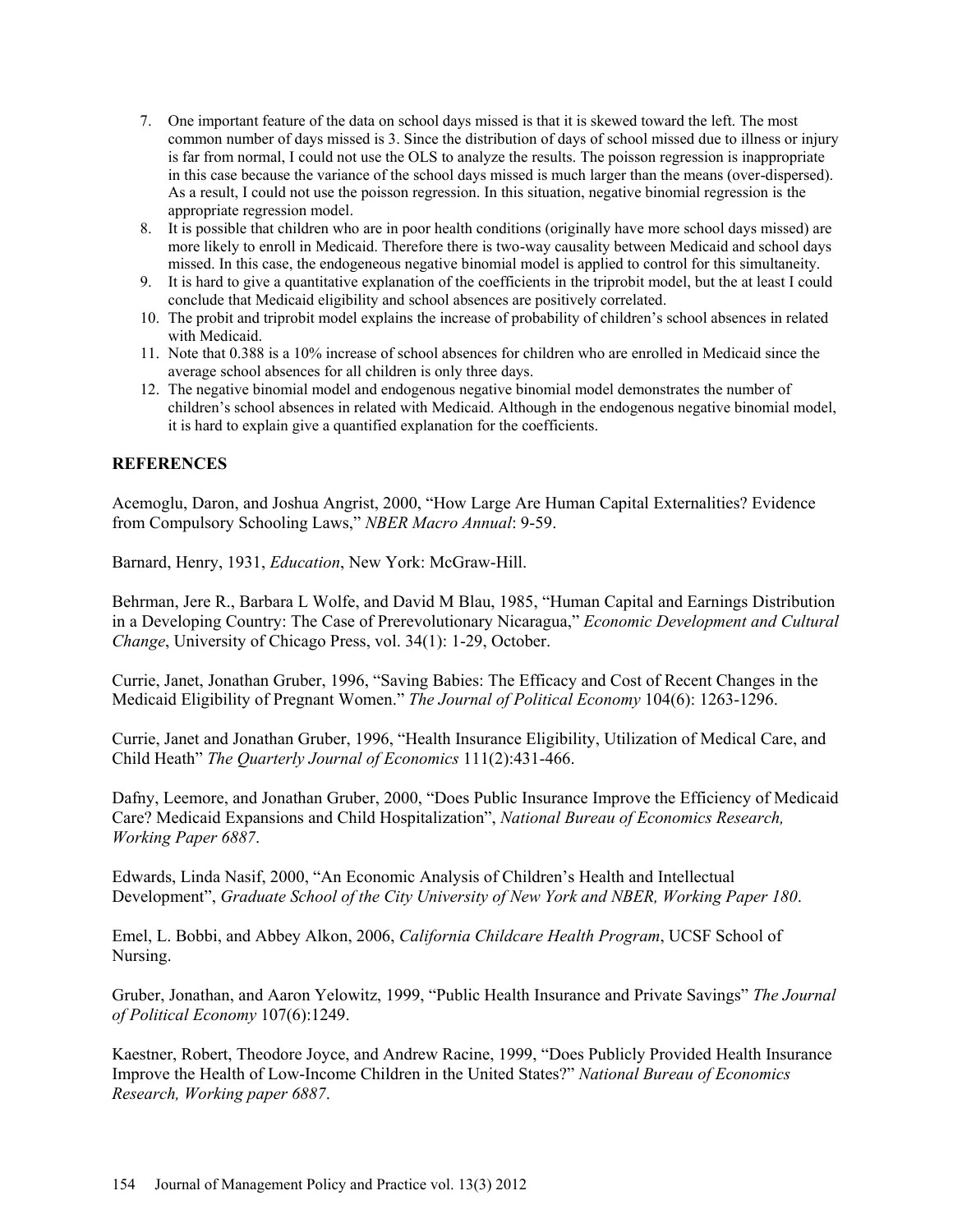7. One important feature of the data on school days missed is that it is skewed toward the left. The most common number of days missed is 3. Since the distribution of days of school missed due to illness or injury is far from normal, I could not use the OLS to analyze the results. The poisson regression is inappropriate in this case because the variance of the school days missed is much larger than the means (over-dispersed). As a result, I could not use the poisson regression. In this situation, negative binomial regression is the appropriate regression model.
8. It is possible that children who are in poor health conditions (originally have more school days missed) are more likely to enroll in Medicaid. Therefore there is two-way causality between Medicaid and school days missed. In this case, the endogeneous negative binomial model is applied to control for this simultaneity.
9. It is hard to give a quantitative explanation of the coefficients in the triprobit model, but the at least I could conclude that Medicaid eligibility and school absences are positively correlated.
10. The probit and triprobit model explains the increase of probability of children's school absences in related with Medicaid.
11. Note that 0.388 is a 10% increase of school absences for children who are enrolled in Medicaid since the average school absences for all children is only three days.
12. The negative binomial model and endogenous negative binomial model demonstrates the number of children's school absences in related with Medicaid. Although in the endogenous negative binomial model, it is hard to explain give a quantified explanation for the coefficients.

## REFERENCES

Acemoglu, Daron, and Joshua Angrist, 2000, "How Large Are Human Capital Externalities? Evidence from Compulsory Schooling Laws," *NBER Macro Annual*: 9-59.

Barnard, Henry, 1931, *Education*, New York: McGraw-Hill.

Behrman, Jere R., Barbara L Wolfe, and David M Blau, 1985, "Human Capital and Earnings Distribution in a Developing Country: The Case of Prerevolutionary Nicaragua," *Economic Development and Cultural Change*, University of Chicago Press, vol. 34(1): 1-29, October.

Currie, Janet, Jonathan Gruber, 1996, "Saving Babies: The Efficacy and Cost of Recent Changes in the Medicaid Eligibility of Pregnant Women." *The Journal of Political Economy* 104(6): 1263-1296.

Currie, Janet and Jonathan Gruber, 1996, "Health Insurance Eligibility, Utilization of Medical Care, and Child Heath" *The Quarterly Journal of Economics* 111(2):431-466.

Dafny, Leemore, and Jonathan Gruber, 2000, "Does Public Insurance Improve the Efficiency of Medicaid Care? Medicaid Expansions and Child Hospitalization", *National Bureau of Economics Research, Working Paper 6887*.

Edwards, Linda Nasif, 2000, "An Economic Analysis of Children's Health and Intellectual Development", *Graduate School of the City University of New York and NBER, Working Paper 180*.

Emel, L. Bobbi, and Abbey Alkon, 2006, *California Childcare Health Program*, UCSF School of Nursing.

Gruber, Jonathan, and Aaron Yelowitz, 1999, "Public Health Insurance and Private Savings" *The Journal of Political Economy* 107(6):1249.

Kaestner, Robert, Theodore Joyce, and Andrew Racine, 1999, "Does Publicly Provided Health Insurance Improve the Health of Low-Income Children in the United States?" *National Bureau of Economics Research, Working paper 6887*.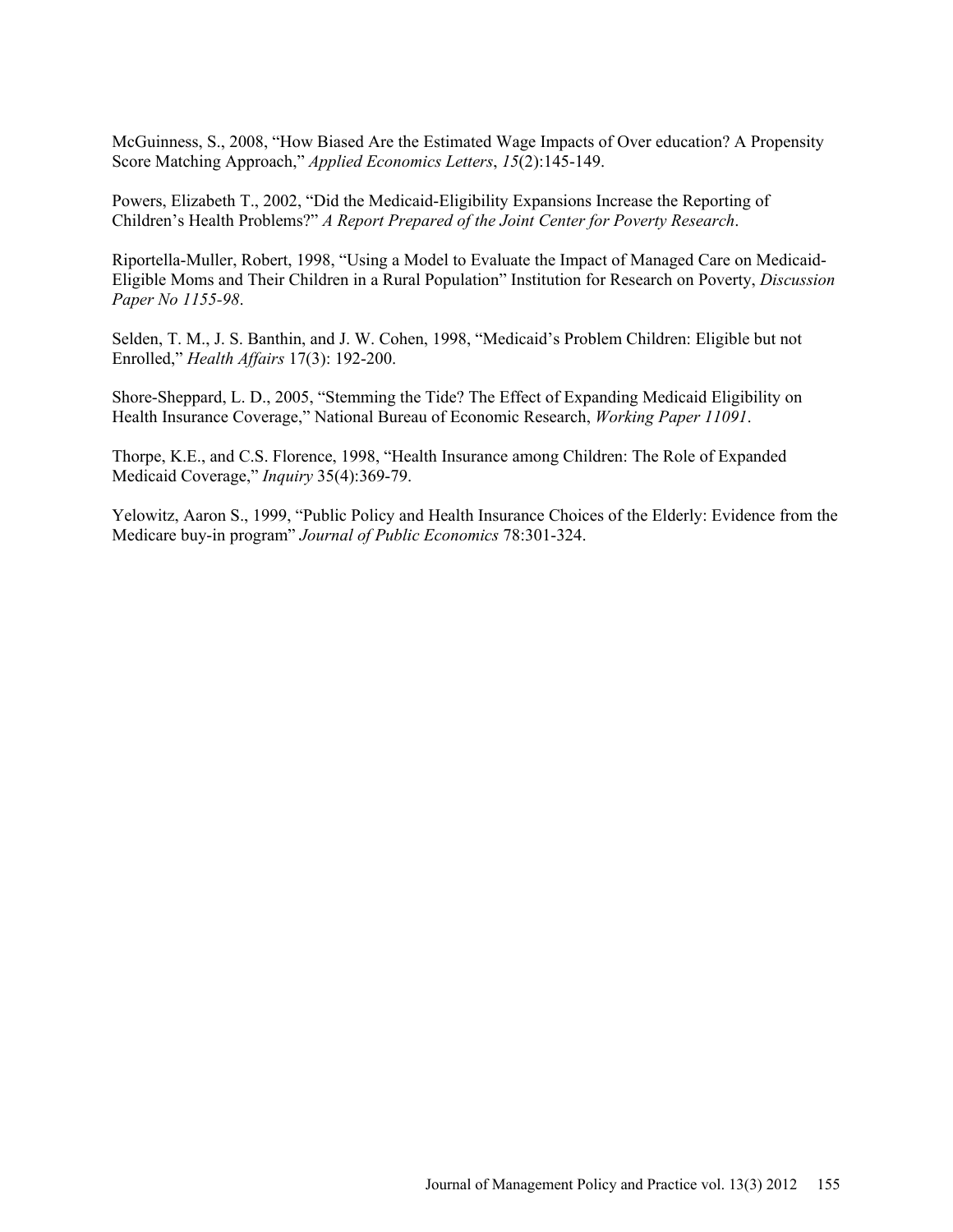McGuinness, S., 2008, "How Biased Are the Estimated Wage Impacts of Over education? A Propensity Score Matching Approach," *Applied Economics Letters*, *15*(2):145-149.

Powers, Elizabeth T., 2002, "Did the Medicaid-Eligibility Expansions Increase the Reporting of Children's Health Problems?" *A Report Prepared of the Joint Center for Poverty Research*.

Riportella-Muller, Robert, 1998, "Using a Model to Evaluate the Impact of Managed Care on Medicaid-Eligible Moms and Their Children in a Rural Population" Institution for Research on Poverty, *Discussion Paper No 1155-98*.

Selden, T. M., J. S. Banthin, and J. W. Cohen, 1998, "Medicaid's Problem Children: Eligible but not Enrolled," *Health Affairs* 17(3): 192-200.

Shore-Sheppard, L. D., 2005, "Stemming the Tide? The Effect of Expanding Medicaid Eligibility on Health Insurance Coverage," National Bureau of Economic Research, *Working Paper 11091*.

Thorpe, K.E., and C.S. Florence, 1998, "Health Insurance among Children: The Role of Expanded Medicaid Coverage," *Inquiry* 35(4):369-79.

Yelowitz, Aaron S., 1999, "Public Policy and Health Insurance Choices of the Elderly: Evidence from the Medicare buy-in program" *Journal of Public Economics* 78:301-324.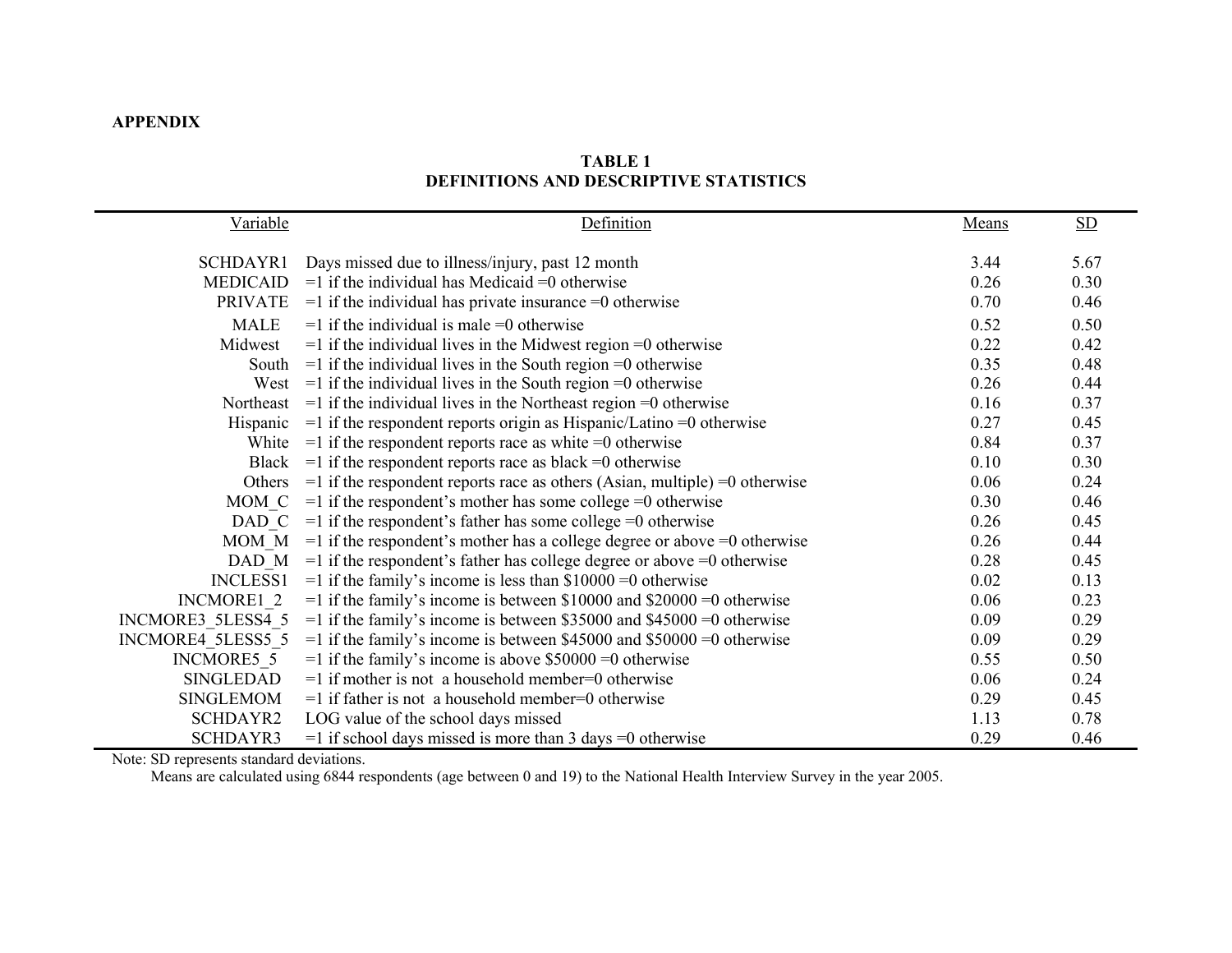**APPENDIX**

**TABLE 1**
**DEFINITIONS AND DESCRIPTIVE STATISTICS**

| Variable | Definition | Means | SD |
|---|---|---|---|
| SCHDAYR1 | Days missed due to illness/injury, past 12 month | 3.44 | 5.67 |
| MEDICAID | =1 if the individual has Medicaid =0 otherwise | 0.26 | 0.30 |
| PRIVATE | =1 if the individual has private insurance =0 otherwise | 0.70 | 0.46 |
| MALE | =1 if the individual is male =0 otherwise | 0.52 | 0.50 |
| Midwest | =1 if the individual lives in the Midwest region =0 otherwise | 0.22 | 0.42 |
| South | =1 if the individual lives in the South region =0 otherwise | 0.35 | 0.48 |
| West | =1 if the individual lives in the South region =0 otherwise | 0.26 | 0.44 |
| Northeast | =1 if the individual lives in the Northeast region =0 otherwise | 0.16 | 0.37 |
| Hispanic | =1 if the respondent reports origin as Hispanic/Latino =0 otherwise | 0.27 | 0.45 |
| White | =1 if the respondent reports race as white =0 otherwise | 0.84 | 0.37 |
| Black | =1 if the respondent reports race as black =0 otherwise | 0.10 | 0.30 |
| Others | =1 if the respondent reports race as others (Asian, multiple) =0 otherwise | 0.06 | 0.24 |
| MOM_C | =1 if the respondent's mother has some college =0 otherwise | 0.30 | 0.46 |
| DAD_C | =1 if the respondent's father has some college =0 otherwise | 0.26 | 0.45 |
| MOM_M | =1 if the respondent's mother has a college degree or above =0 otherwise | 0.26 | 0.44 |
| DAD_M | =1 if the respondent's father has college degree or above =0 otherwise | 0.28 | 0.45 |
| INCLESS1 | =1 if the family's income is less than $10000 =0 otherwise | 0.02 | 0.13 |
| INCMORE1_2 | =1 if the family's income is between $10000 and $20000 =0 otherwise | 0.06 | 0.23 |
| INCMORE3_5LESS4_5 | =1 if the family's income is between $35000 and $45000 =0 otherwise | 0.09 | 0.29 |
| INCMORE4_5LESS5_5 | =1 if the family's income is between $45000 and $50000 =0 otherwise | 0.09 | 0.29 |
| INCMORE5_5 | =1 if the family's income is above $50000 =0 otherwise | 0.55 | 0.50 |
| SINGLEDAD | =1 if mother is not a household member=0 otherwise | 0.06 | 0.24 |
| SINGLEMOM | =1 if father is not a household member=0 otherwise | 0.29 | 0.45 |
| SCHDAYR2 | LOG value of the school days missed | 1.13 | 0.78 |
| SCHDAYR3 | =1 if school days missed is more than 3 days =0 otherwise | 0.29 | 0.46 |

Note: SD represents standard deviations.
Means are calculated using 6844 respondents (age between 0 and 19) to the National Health Interview Survey in the year 2005.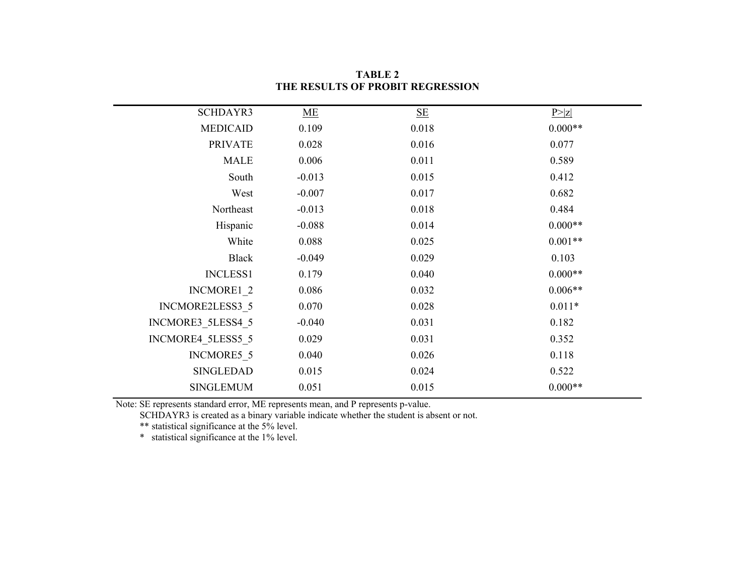**TABLE 2**
**THE RESULTS OF PROBIT REGRESSION**

| SCHDAYR3 | ME | SE | P>\|z\| |
|---|---|---|---|
| MEDICAID | 0.109 | 0.018 | 0.000** |
| PRIVATE | 0.028 | 0.016 | 0.077 |
| MALE | 0.006 | 0.011 | 0.589 |
| South | -0.013 | 0.015 | 0.412 |
| West | -0.007 | 0.017 | 0.682 |
| Northeast | -0.013 | 0.018 | 0.484 |
| Hispanic | -0.088 | 0.014 | 0.000** |
| White | 0.088 | 0.025 | 0.001** |
| Black | -0.049 | 0.029 | 0.103 |
| INCLESS1 | 0.179 | 0.040 | 0.000** |
| INCMORE1_2 | 0.086 | 0.032 | 0.006** |
| INCMORE2LESS3_5 | 0.070 | 0.028 | 0.011* |
| INCMORE3_5LESS4_5 | -0.040 | 0.031 | 0.182 |
| INCMORE4_5LESS5_5 | 0.029 | 0.031 | 0.352 |
| INCMORE5_5 | 0.040 | 0.026 | 0.118 |
| SINGLEDAD | 0.015 | 0.024 | 0.522 |
| SINGLEMUM | 0.051 | 0.015 | 0.000** |

Note: SE represents standard error, ME represents mean, and P represents p-value.
SCHDAYR3 is created as a binary variable indicate whether the student is absent or not.
** statistical significance at the 5% level.
* statistical significance at the 1% level.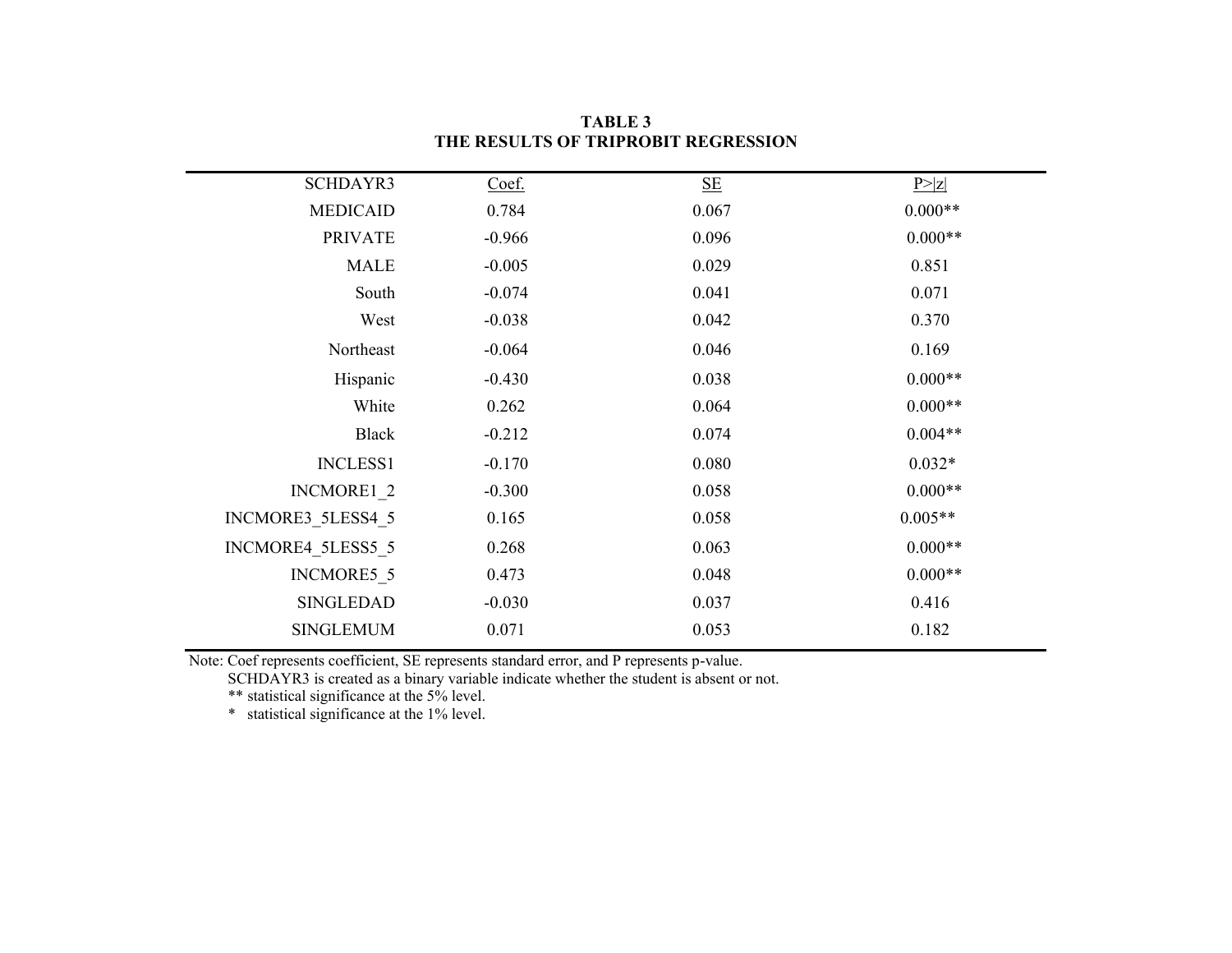**TABLE 3**
**THE RESULTS OF TRIPROBIT REGRESSION**

| SCHDAYR3 | Coef. | SE | P>\|z\| |
|---|---|---|---|
| MEDICAID | 0.784 | 0.067 | 0.000** |
| PRIVATE | -0.966 | 0.096 | 0.000** |
| MALE | -0.005 | 0.029 | 0.851 |
| South | -0.074 | 0.041 | 0.071 |
| West | -0.038 | 0.042 | 0.370 |
| Northeast | -0.064 | 0.046 | 0.169 |
| Hispanic | -0.430 | 0.038 | 0.000** |
| White | 0.262 | 0.064 | 0.000** |
| Black | -0.212 | 0.074 | 0.004** |
| INCLESS1 | -0.170 | 0.080 | 0.032* |
| INCMORE1_2 | -0.300 | 0.058 | 0.000** |
| INCMORE3_5LESS4_5 | 0.165 | 0.058 | 0.005** |
| INCMORE4_5LESS5_5 | 0.268 | 0.063 | 0.000** |
| INCMORE5_5 | 0.473 | 0.048 | 0.000** |
| SINGLEDAD | -0.030 | 0.037 | 0.416 |
| SINGLEMUM | 0.071 | 0.053 | 0.182 |

Note: Coef represents coefficient, SE represents standard error, and P represents p-value.
SCHDAYR3 is created as a binary variable indicate whether the student is absent or not.
** statistical significance at the 5% level.
* statistical significance at the 1% level.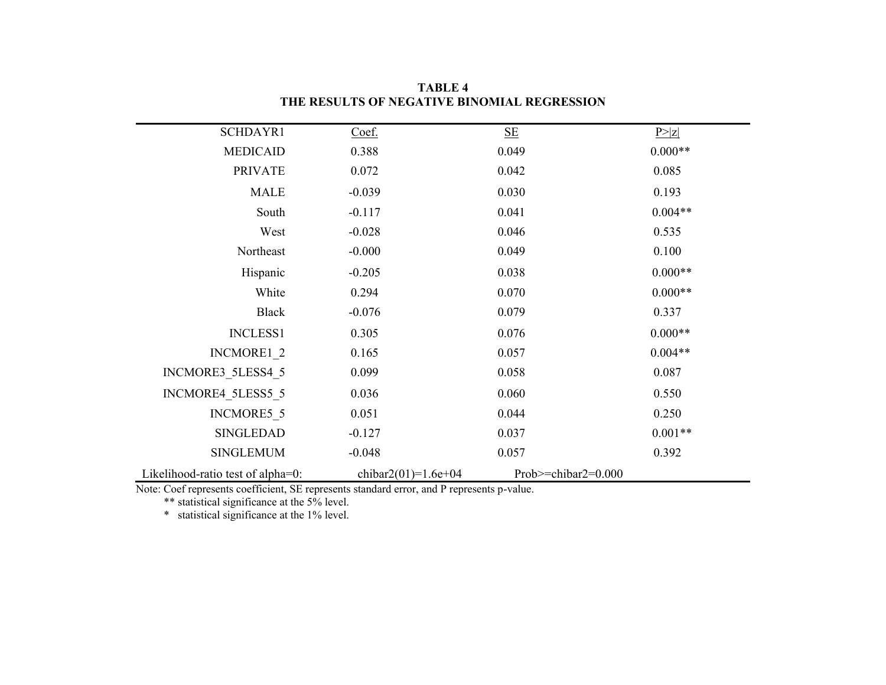**TABLE 4**
**THE RESULTS OF NEGATIVE BINOMIAL REGRESSION**

| SCHDAYR1 | Coef. | SE | P>\|z\| |
|---|---|---|---|
| MEDICAID | 0.388 | 0.049 | 0.000** |
| PRIVATE | 0.072 | 0.042 | 0.085 |
| MALE | -0.039 | 0.030 | 0.193 |
| South | -0.117 | 0.041 | 0.004** |
| West | -0.028 | 0.046 | 0.535 |
| Northeast | -0.000 | 0.049 | 0.100 |
| Hispanic | -0.205 | 0.038 | 0.000** |
| White | 0.294 | 0.070 | 0.000** |
| Black | -0.076 | 0.079 | 0.337 |
| INCLESS1 | 0.305 | 0.076 | 0.000** |
| INCMORE1_2 | 0.165 | 0.057 | 0.004** |
| INCMORE3_5LESS4_5 | 0.099 | 0.058 | 0.087 |
| INCMORE4_5LESS5_5 | 0.036 | 0.060 | 0.550 |
| INCMORE5_5 | 0.051 | 0.044 | 0.250 |
| SINGLEDAD | -0.127 | 0.037 | 0.001** |
| SINGLEMUM | -0.048 | 0.057 | 0.392 |
| Likelihood-ratio test of alpha=0: | chibar2(01)=1.6e+04 | Prob>=chibar2=0.000 | |

Note: Coef represents coefficient, SE represents standard error, and P represents p-value.

** statistical significance at the 5% level.

* statistical significance at the 1% level.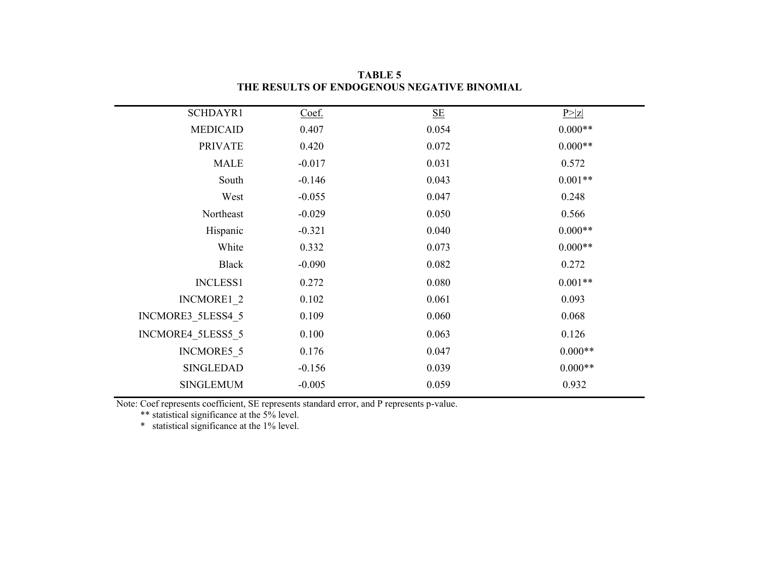**TABLE 5**
**THE RESULTS OF ENDOGENOUS NEGATIVE BINOMIAL**

| SCHDAYR1 | Coef. | SE | P>\|z\| |
|---|---|---|---|
| MEDICAID | 0.407 | 0.054 | 0.000** |
| PRIVATE | 0.420 | 0.072 | 0.000** |
| MALE | -0.017 | 0.031 | 0.572 |
| South | -0.146 | 0.043 | 0.001** |
| West | -0.055 | 0.047 | 0.248 |
| Northeast | -0.029 | 0.050 | 0.566 |
| Hispanic | -0.321 | 0.040 | 0.000** |
| White | 0.332 | 0.073 | 0.000** |
| Black | -0.090 | 0.082 | 0.272 |
| INCLESS1 | 0.272 | 0.080 | 0.001** |
| INCMORE1_2 | 0.102 | 0.061 | 0.093 |
| INCMORE3_5LESS4_5 | 0.109 | 0.060 | 0.068 |
| INCMORE4_5LESS5_5 | 0.100 | 0.063 | 0.126 |
| INCMORE5_5 | 0.176 | 0.047 | 0.000** |
| SINGLEDAD | -0.156 | 0.039 | 0.000** |
| SINGLEMUM | -0.005 | 0.059 | 0.932 |

Note: Coef represents coefficient, SE represents standard error, and P represents p-value.
** statistical significance at the 5% level.
* statistical significance at the 1% level.